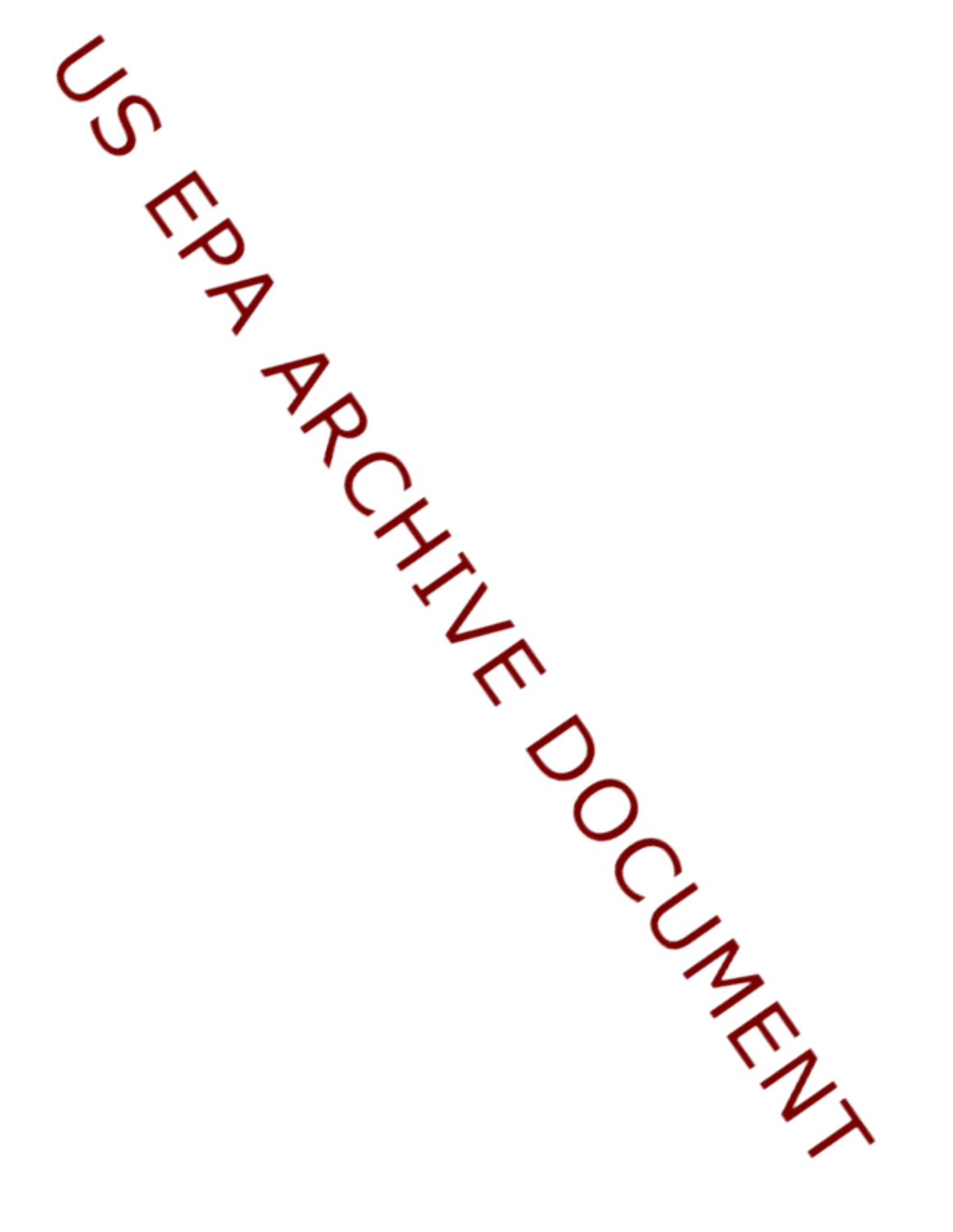US EPA ARCHIVE DOCUMENT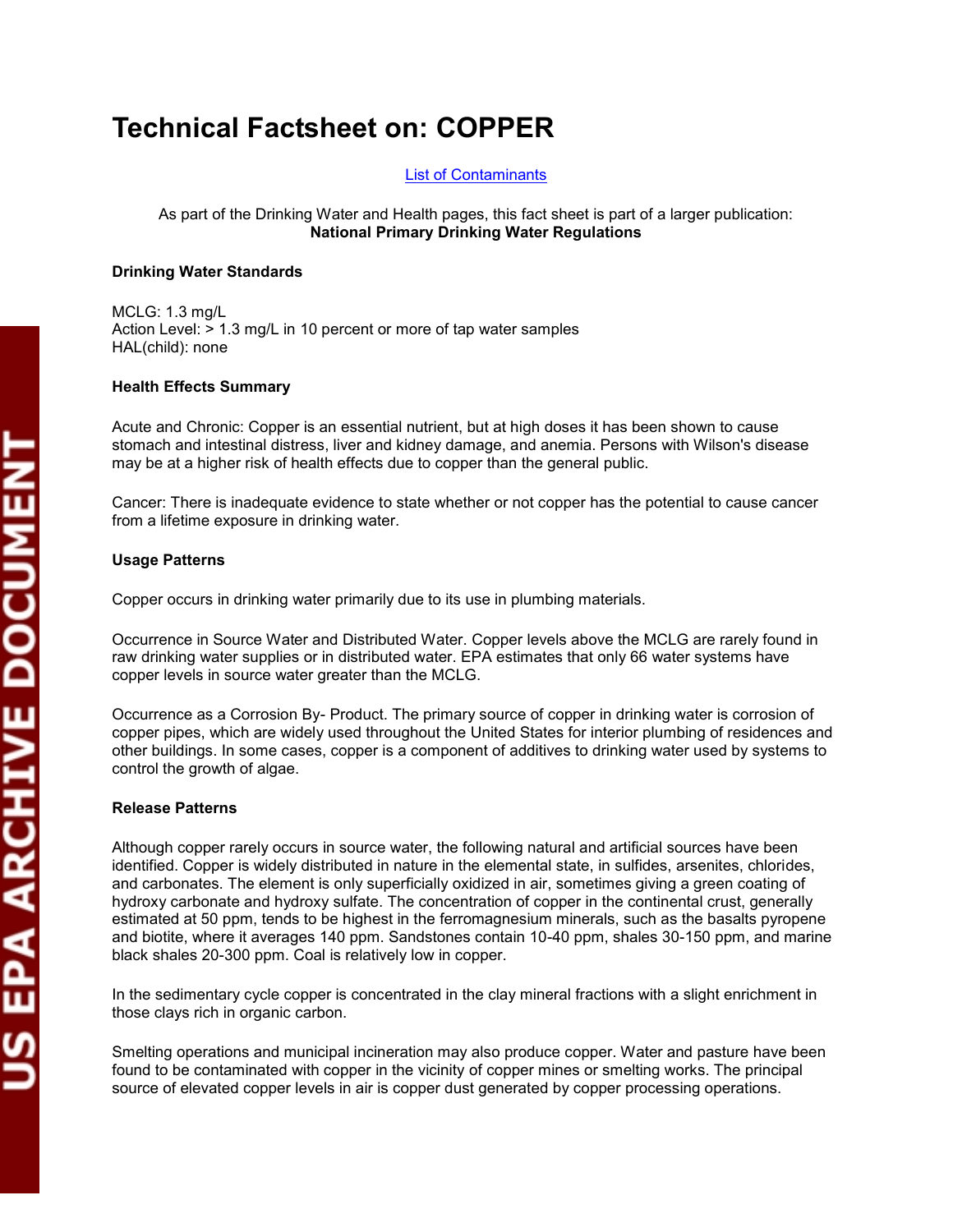# Technical Factsheet on: COPPER

[List of Contaminants]

As part of the Drinking Water and Health pages, this fact sheet is part of a larger publication:
**National Primary Drinking Water Regulations**

**Drinking Water Standards**

MCLG: 1.3 mg/L
Action Level: > 1.3 mg/L in 10 percent or more of tap water samples
HAL(child): none

**Health Effects Summary**

Acute and Chronic: Copper is an essential nutrient, but at high doses it has been shown to cause stomach and intestinal distress, liver and kidney damage, and anemia. Persons with Wilson's disease may be at a higher risk of health effects due to copper than the general public.

Cancer: There is inadequate evidence to state whether or not copper has the potential to cause cancer from a lifetime exposure in drinking water.

**Usage Patterns**

Copper occurs in drinking water primarily due to its use in plumbing materials.

Occurrence in Source Water and Distributed Water. Copper levels above the MCLG are rarely found in raw drinking water supplies or in distributed water. EPA estimates that only 66 water systems have copper levels in source water greater than the MCLG.

Occurrence as a Corrosion By- Product. The primary source of copper in drinking water is corrosion of copper pipes, which are widely used throughout the United States for interior plumbing of residences and other buildings. In some cases, copper is a component of additives to drinking water used by systems to control the growth of algae.

**Release Patterns**

Although copper rarely occurs in source water, the following natural and artificial sources have been identified. Copper is widely distributed in nature in the elemental state, in sulfides, arsenites, chlorides, and carbonates. The element is only superficially oxidized in air, sometimes giving a green coating of hydroxy carbonate and hydroxy sulfate. The concentration of copper in the continental crust, generally estimated at 50 ppm, tends to be highest in the ferromagnesium minerals, such as the basalts pyropene and biotite, where it averages 140 ppm. Sandstones contain 10-40 ppm, shales 30-150 ppm, and marine black shales 20-300 ppm. Coal is relatively low in copper.

In the sedimentary cycle copper is concentrated in the clay mineral fractions with a slight enrichment in those clays rich in organic carbon.

Smelting operations and municipal incineration may also produce copper. Water and pasture have been found to be contaminated with copper in the vicinity of copper mines or smelting works. The principal source of elevated copper levels in air is copper dust generated by copper processing operations.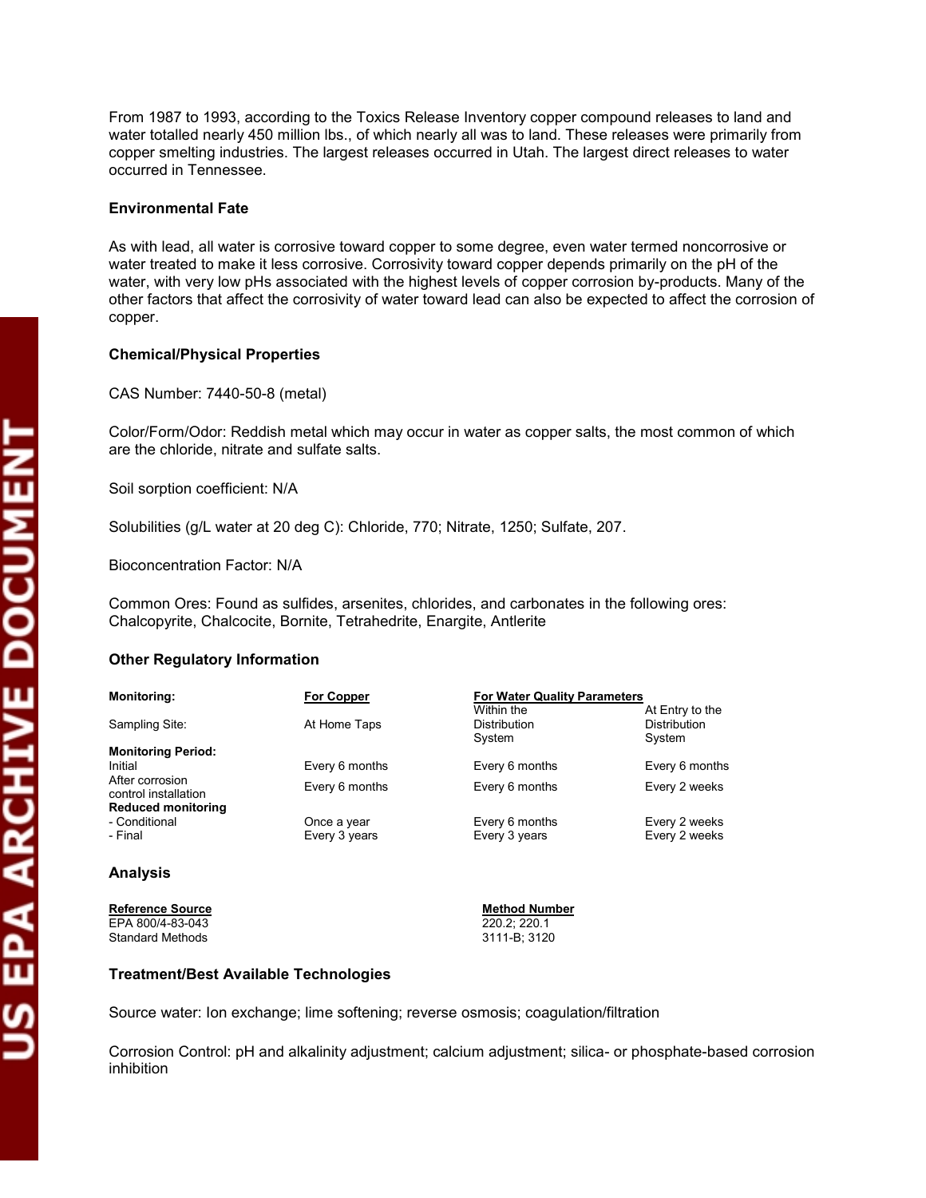From 1987 to 1993, according to the Toxics Release Inventory copper compound releases to land and water totalled nearly 450 million lbs., of which nearly all was to land. These releases were primarily from copper smelting industries. The largest releases occurred in Utah. The largest direct releases to water occurred in Tennessee.

### Environmental Fate

As with lead, all water is corrosive toward copper to some degree, even water termed noncorrosive or water treated to make it less corrosive. Corrosivity toward copper depends primarily on the pH of the water, with very low pHs associated with the highest levels of copper corrosion by-products. Many of the other factors that affect the corrosivity of water toward lead can also be expected to affect the corrosion of copper.

### Chemical/Physical Properties

CAS Number: 7440-50-8 (metal)

Color/Form/Odor: Reddish metal which may occur in water as copper salts, the most common of which are the chloride, nitrate and sulfate salts.

Soil sorption coefficient: N/A

Solubilities (g/L water at 20 deg C): Chloride, 770; Nitrate, 1250; Sulfate, 207.

Bioconcentration Factor: N/A

Common Ores: Found as sulfides, arsenites, chlorides, and carbonates in the following ores: Chalcopyrite, Chalcocite, Bornite, Tetrahedrite, Enargite, Antlerite

### Other Regulatory Information

| **Monitoring:** | For Copper | For Water Quality Parameters | |
|---|---|---|---|
| Sampling Site: | At Home Taps | Within the Distribution System | At Entry to the Distribution System |
| **Monitoring Period:** | | | |
| Initial | Every 6 months | Every 6 months | Every 6 months |
| After corrosion control installation | Every 6 months | Every 6 months | Every 2 weeks |
| **Reduced monitoring** | | | |
| - Conditional | Once a year | Every 6 months | Every 2 weeks |
| - Final | Every 3 years | Every 3 years | Every 2 weeks |

### Analysis

| Reference Source | Method Number |
|---|---|
| EPA 800/4-83-043 | 220.2; 220.1 |
| Standard Methods | 3111-B; 3120 |

### Treatment/Best Available Technologies

Source water: Ion exchange; lime softening; reverse osmosis; coagulation/filtration

Corrosion Control: pH and alkalinity adjustment; calcium adjustment; silica- or phosphate-based corrosion inhibition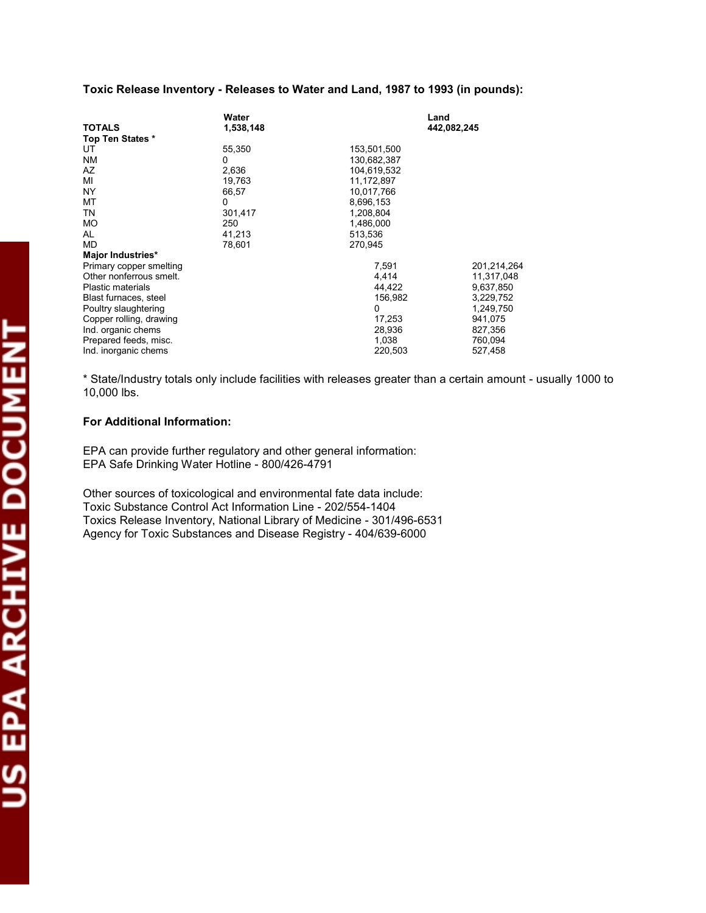**Toxic Release Inventory - Releases to Water and Land, 1987 to 1993 (in pounds):**

| | Water | Land |
|---|---|---|
| **TOTALS** | **1,538,148** | **442,082,245** |
| **Top Ten States *** | | |
| UT | 55,350 | 153,501,500 |
| NM | 0 | 130,682,387 |
| AZ | 2,636 | 104,619,532 |
| MI | 19,763 | 11,172,897 |
| NY | 66,57 | 10,017,766 |
| MT | 0 | 8,696,153 |
| TN | 301,417 | 1,208,804 |
| MO | 250 | 1,486,000 |
| AL | 41,213 | 513,536 |
| MD | 78,601 | 270,945 |
| **Major Industries*** | | |
| Primary copper smelting | 7,591 | 201,214,264 |
| Other nonferrous smelt. | 4,414 | 11,317,048 |
| Plastic materials | 44,422 | 9,637,850 |
| Blast furnaces, steel | 156,982 | 3,229,752 |
| Poultry slaughtering | 0 | 1,249,750 |
| Copper rolling, drawing | 17,253 | 941,075 |
| Ind. organic chems | 28,936 | 827,356 |
| Prepared feeds, misc. | 1,038 | 760,094 |
| Ind. inorganic chems | 220,503 | 527,458 |

* State/Industry totals only include facilities with releases greater than a certain amount - usually 1000 to 10,000 lbs.

**For Additional Information:**

EPA can provide further regulatory and other general information:
EPA Safe Drinking Water Hotline - 800/426-4791

Other sources of toxicological and environmental fate data include:
Toxic Substance Control Act Information Line - 202/554-1404
Toxics Release Inventory, National Library of Medicine - 301/496-6531
Agency for Toxic Substances and Disease Registry - 404/639-6000